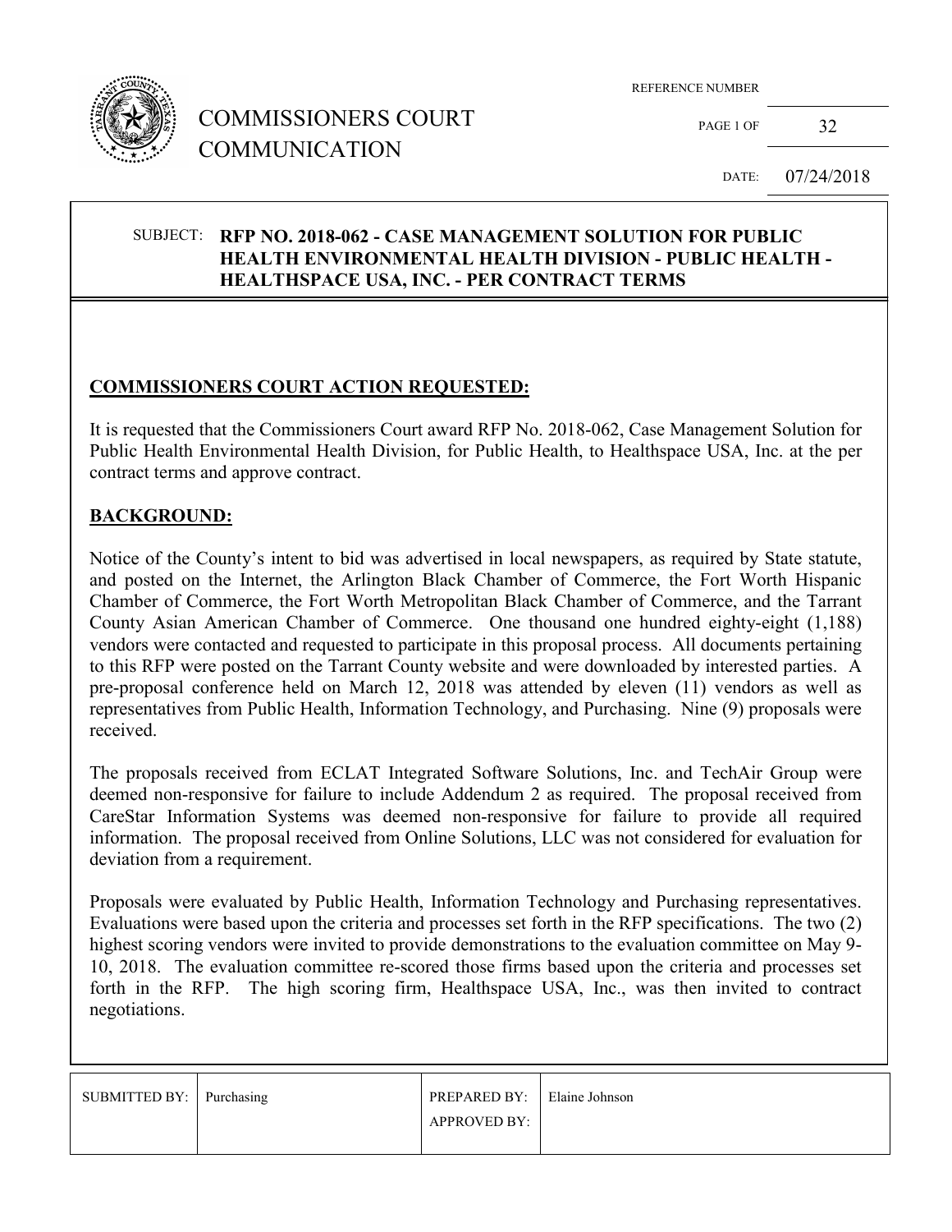# COMMISSIONERS COURT COMMUNICATION

| REFERENCE NUMBER | |
|---|---|
| PAGE 1 OF | 32 |
| DATE: | 07/24/2018 |

SUBJECT: **RFP NO. 2018-062 - CASE MANAGEMENT SOLUTION FOR PUBLIC HEALTH ENVIRONMENTAL HEALTH DIVISION - PUBLIC HEALTH - HEALTHSPACE USA, INC. - PER CONTRACT TERMS**

## COMMISSIONERS COURT ACTION REQUESTED:

It is requested that the Commissioners Court award RFP No. 2018-062, Case Management Solution for Public Health Environmental Health Division, for Public Health, to Healthspace USA, Inc. at the per contract terms and approve contract.

## BACKGROUND:

Notice of the County's intent to bid was advertised in local newspapers, as required by State statute, and posted on the Internet, the Arlington Black Chamber of Commerce, the Fort Worth Hispanic Chamber of Commerce, the Fort Worth Metropolitan Black Chamber of Commerce, and the Tarrant County Asian American Chamber of Commerce. One thousand one hundred eighty-eight (1,188) vendors were contacted and requested to participate in this proposal process. All documents pertaining to this RFP were posted on the Tarrant County website and were downloaded by interested parties. A pre-proposal conference held on March 12, 2018 was attended by eleven (11) vendors as well as representatives from Public Health, Information Technology, and Purchasing. Nine (9) proposals were received.

The proposals received from ECLAT Integrated Software Solutions, Inc. and TechAir Group were deemed non-responsive for failure to include Addendum 2 as required. The proposal received from CareStar Information Systems was deemed non-responsive for failure to provide all required information. The proposal received from Online Solutions, LLC was not considered for evaluation for deviation from a requirement.

Proposals were evaluated by Public Health, Information Technology and Purchasing representatives. Evaluations were based upon the criteria and processes set forth in the RFP specifications. The two (2) highest scoring vendors were invited to provide demonstrations to the evaluation committee on May 9-10, 2018. The evaluation committee re-scored those firms based upon the criteria and processes set forth in the RFP. The high scoring firm, Healthspace USA, Inc., was then invited to contract negotiations.

| SUBMITTED BY: | Purchasing | PREPARED BY: | Elaine Johnson |
|---|---|---|---|
| | | APPROVED BY: | |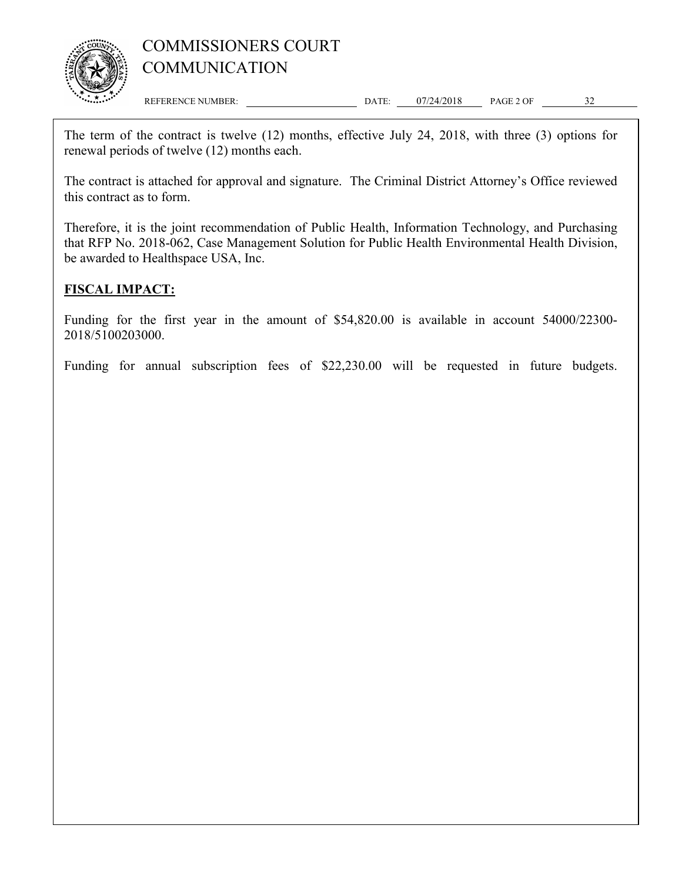The term of the contract is twelve (12) months, effective July 24, 2018, with three (3) options for renewal periods of twelve (12) months each.

The contract is attached for approval and signature. The Criminal District Attorney's Office reviewed this contract as to form.

Therefore, it is the joint recommendation of Public Health, Information Technology, and Purchasing that RFP No. 2018-062, Case Management Solution for Public Health Environmental Health Division, be awarded to Healthspace USA, Inc.

**FISCAL IMPACT:**

Funding for the first year in the amount of $54,820.00 is available in account 54000/22300-2018/5100203000.

Funding for annual subscription fees of $22,230.00 will be requested in future budgets.